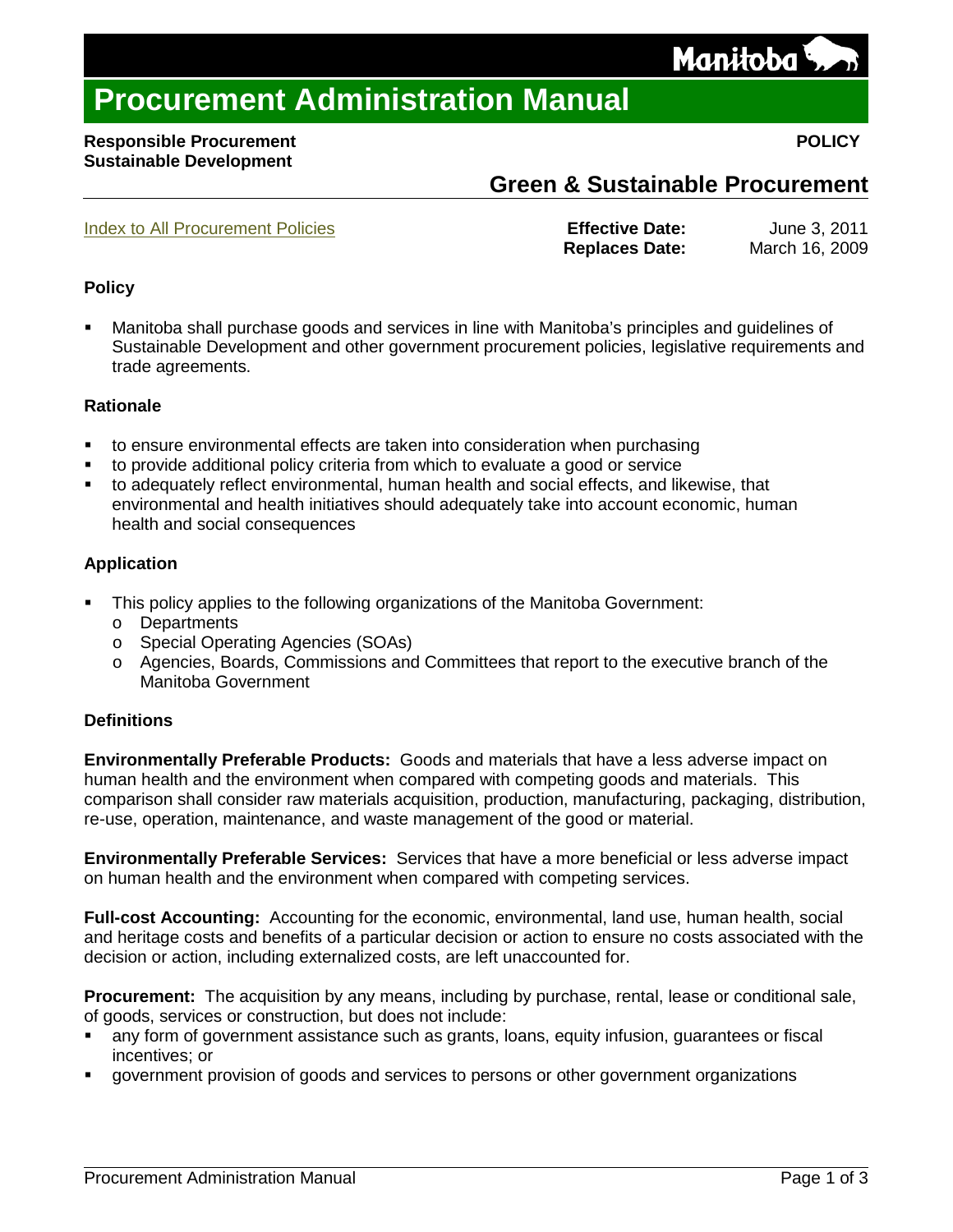# Procurement Administration Manual

**Responsible Procurement**
**Sustainable Development**

**POLICY**

## Green & Sustainable Procurement

Index to All Procurement Policies

**Effective Date:** June 3, 2011
**Replaces Date:** March 16, 2009

### Policy

- Manitoba shall purchase goods and services in line with Manitoba's principles and guidelines of Sustainable Development and other government procurement policies, legislative requirements and trade agreements.

### Rationale

- to ensure environmental effects are taken into consideration when purchasing
- to provide additional policy criteria from which to evaluate a good or service
- to adequately reflect environmental, human health and social effects, and likewise, that environmental and health initiatives should adequately take into account economic, human health and social consequences

### Application

- This policy applies to the following organizations of the Manitoba Government:
  - Departments
  - Special Operating Agencies (SOAs)
  - Agencies, Boards, Commissions and Committees that report to the executive branch of the Manitoba Government

### Definitions

**Environmentally Preferable Products:** Goods and materials that have a less adverse impact on human health and the environment when compared with competing goods and materials. This comparison shall consider raw materials acquisition, production, manufacturing, packaging, distribution, re-use, operation, maintenance, and waste management of the good or material.

**Environmentally Preferable Services:** Services that have a more beneficial or less adverse impact on human health and the environment when compared with competing services.

**Full-cost Accounting:** Accounting for the economic, environmental, land use, human health, social and heritage costs and benefits of a particular decision or action to ensure no costs associated with the decision or action, including externalized costs, are left unaccounted for.

**Procurement:** The acquisition by any means, including by purchase, rental, lease or conditional sale, of goods, services or construction, but does not include:

- any form of government assistance such as grants, loans, equity infusion, guarantees or fiscal incentives; or
- government provision of goods and services to persons or other government organizations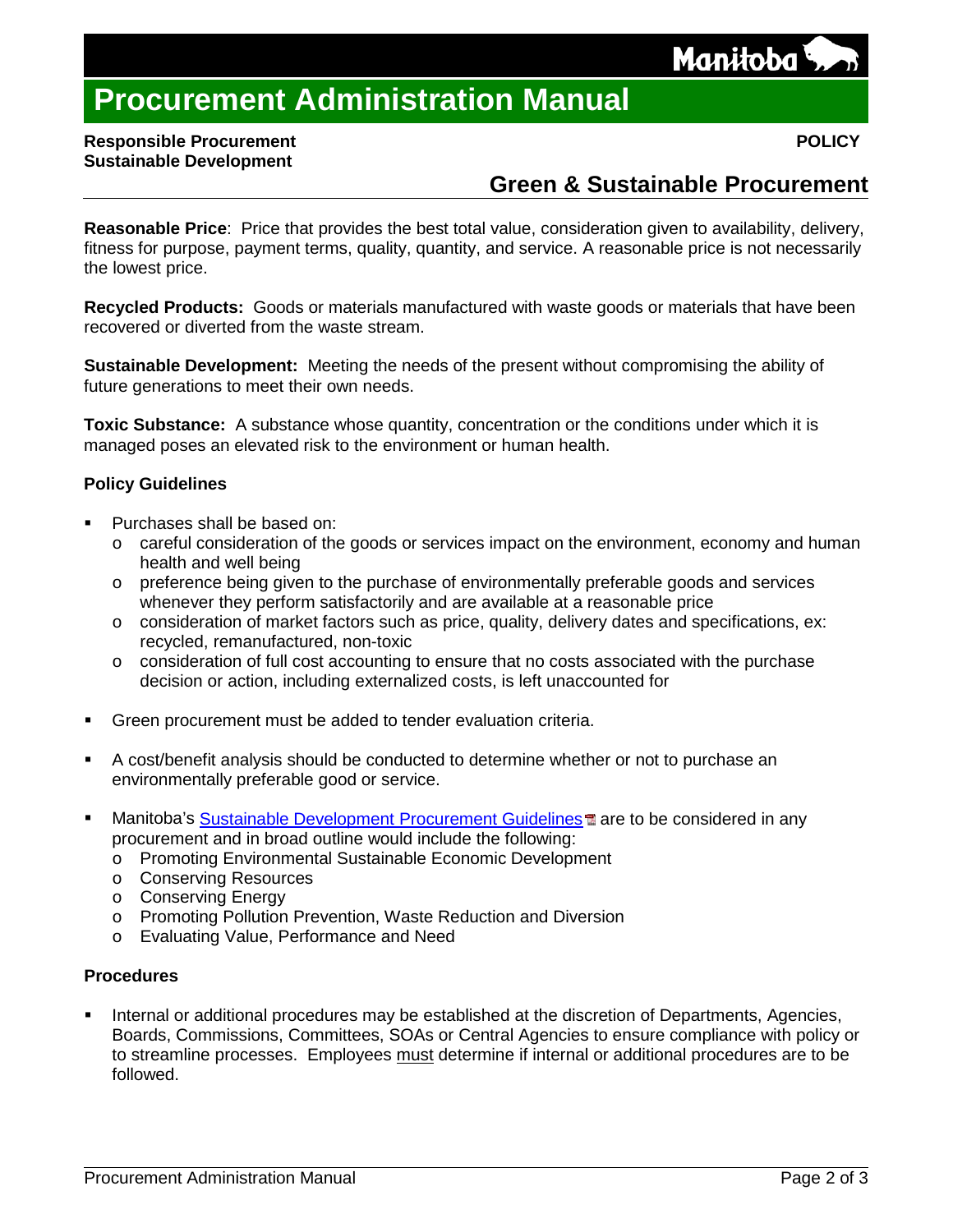**Reasonable Price**: Price that provides the best total value, consideration given to availability, delivery, fitness for purpose, payment terms, quality, quantity, and service. A reasonable price is not necessarily the lowest price.

**Recycled Products:** Goods or materials manufactured with waste goods or materials that have been recovered or diverted from the waste stream.

**Sustainable Development:** Meeting the needs of the present without compromising the ability of future generations to meet their own needs.

**Toxic Substance:** A substance whose quantity, concentration or the conditions under which it is managed poses an elevated risk to the environment or human health.

### Policy Guidelines

- Purchases shall be based on:
  - careful consideration of the goods or services impact on the environment, economy and human health and well being
  - preference being given to the purchase of environmentally preferable goods and services whenever they perform satisfactorily and are available at a reasonable price
  - consideration of market factors such as price, quality, delivery dates and specifications, ex: recycled, remanufactured, non-toxic
  - consideration of full cost accounting to ensure that no costs associated with the purchase decision or action, including externalized costs, is left unaccounted for
- Green procurement must be added to tender evaluation criteria.
- A cost/benefit analysis should be conducted to determine whether or not to purchase an environmentally preferable good or service.
- Manitoba's Sustainable Development Procurement Guidelines are to be considered in any procurement and in broad outline would include the following:
  - Promoting Environmental Sustainable Economic Development
  - Conserving Resources
  - Conserving Energy
  - Promoting Pollution Prevention, Waste Reduction and Diversion
  - Evaluating Value, Performance and Need

### Procedures

- Internal or additional procedures may be established at the discretion of Departments, Agencies, Boards, Commissions, Committees, SOAs or Central Agencies to ensure compliance with policy or to streamline processes. Employees must determine if internal or additional procedures are to be followed.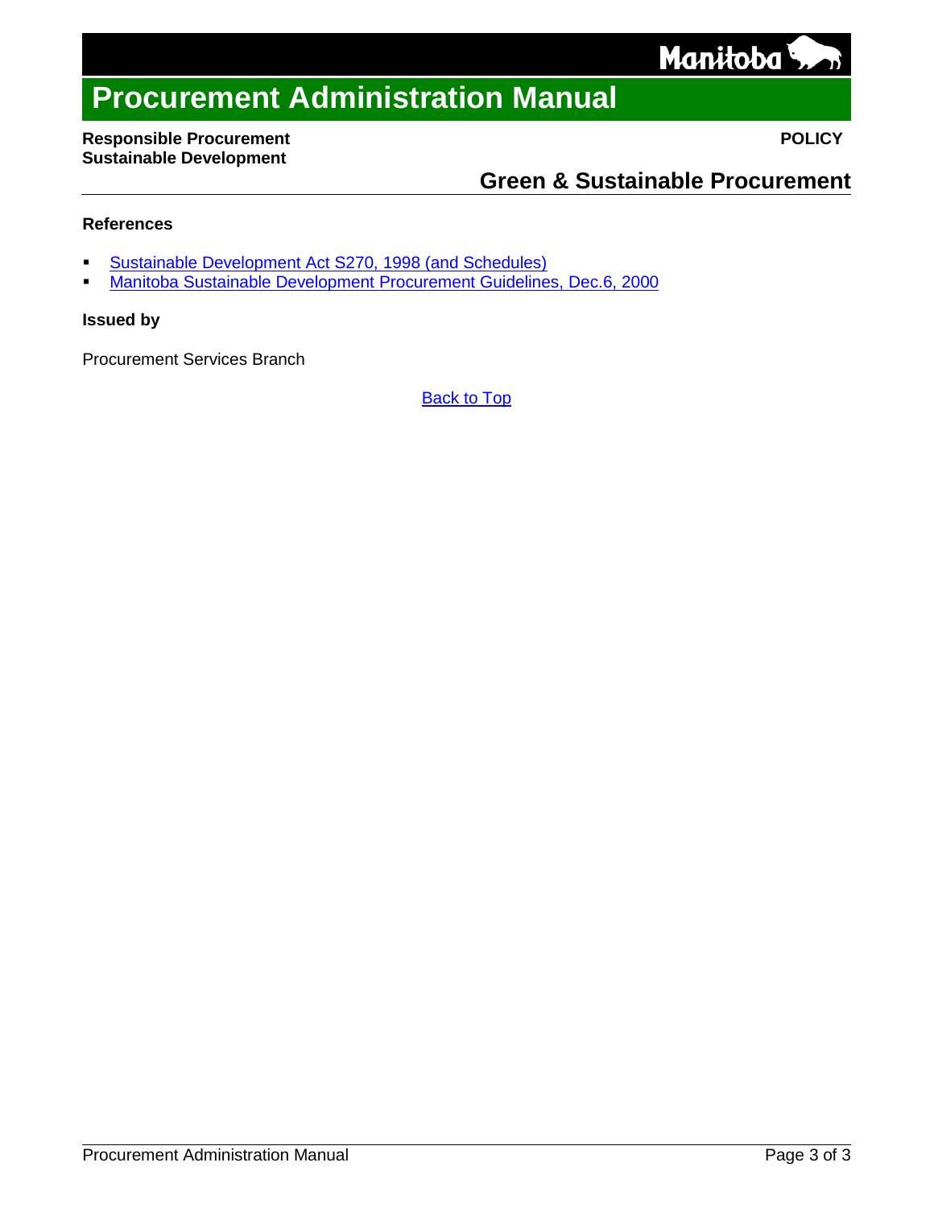### References

- Sustainable Development Act S270, 1998 (and Schedules)
- Manitoba Sustainable Development Procurement Guidelines, Dec.6, 2000

### Issued by

Procurement Services Branch

Back to Top